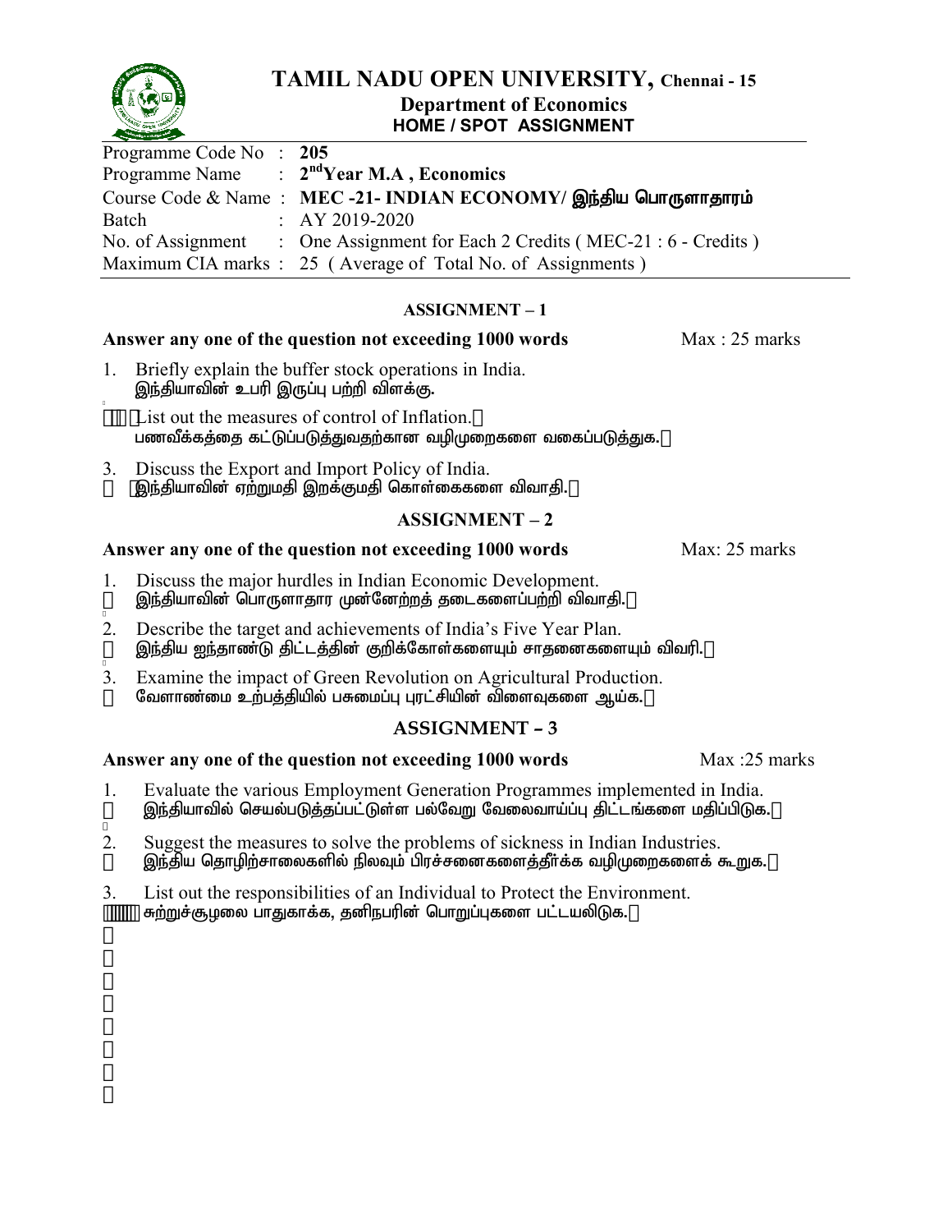# TAMIL NADU OPEN UNIVERSITY, Chennai - 15

## Department of Economics

### HOME / SPOT ASSIGNMENT

| | |
|---|---|
| Programme Code No | : **205** |
| Programme Name | : **2nd Year M.A , Economics** |
| Course Code & Name | : **MEC -21- INDIAN ECONOMY/ இந்திய பொருளாதாரம்** |
| Batch | : AY 2019-2020 |
| No. of Assignment | : One Assignment for Each 2 Credits ( MEC-21 : 6 - Credits ) |
| Maximum CIA marks | : 25 ( Average of Total No. of Assignments ) |

### ASSIGNMENT – 1

**Answer any one of the question not exceeding 1000 words** Max : 25 marks

1. Briefly explain the buffer stock operations in India.
   இந்தியாவின் உபரி இருப்பு பற்றி விளக்கு.
2. List out the measures of control of Inflation.
   பணவீக்கத்தை கட்டுப்படுத்துவதற்கான வழிமுறைகளை வகைப்படுத்துக.
3. Discuss the Export and Import Policy of India.
   இந்தியாவின் ஏற்றுமதி இறக்குமதி கொள்கைகளை விவாதி.

### ASSIGNMENT – 2

**Answer any one of the question not exceeding 1000 words** Max: 25 marks

1. Discuss the major hurdles in Indian Economic Development.
   இந்தியாவின் பொருளாதார முன்னேற்றத் தடைகளைப்பற்றி விவாதி.
2. Describe the target and achievements of India's Five Year Plan.
   இந்திய ஐந்தாண்டு திட்டத்தின் குறிக்கோள்களையும் சாதனைகளையும் விவரி.
3. Examine the impact of Green Revolution on Agricultural Production.
   வேளாண்மை உற்பத்தியில் பசுமைப்பு புரட்சியின் விளைவுகளை ஆய்க.

### ASSIGNMENT – 3

**Answer any one of the question not exceeding 1000 words** Max :25 marks

1. Evaluate the various Employment Generation Programmes implemented in India.
   இந்தியாவில் செயல்படுத்தப்பட்டுள்ள பல்வேறு வேலைவாய்ப்பு திட்டங்களை மதிப்பிடுக.
2. Suggest the measures to solve the problems of sickness in Indian Industries.
   இந்திய தொழிற்சாலைகளில் நிலவும் பிரச்சனைகளைத்தீர்க்க வழிமுறைகளைக் கூறுக.
3. List out the responsibilities of an Individual to Protect the Environment.
   சுற்றுச்சூழலை பாதுகாக்க, தனிநபரின் பொறுப்புகளை பட்டயலிடுக.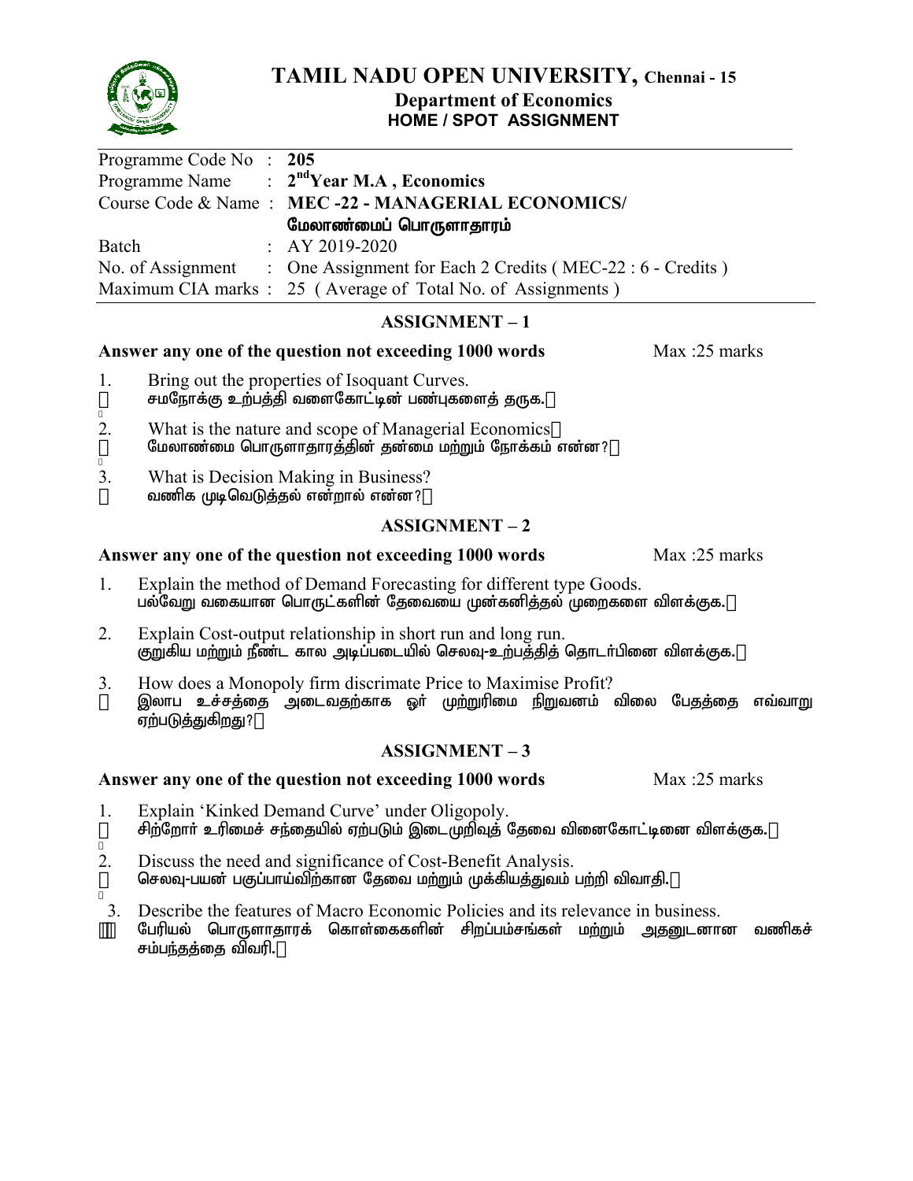# TAMIL NADU OPEN UNIVERSITY, Chennai - 15

## Department of Economics

### HOME / SPOT ASSIGNMENT

| | | |
|---|---|---|
| Programme Code No | : | **205** |
| Programme Name | : | **2nd Year M.A , Economics** |
| Course Code & Name | : | **MEC -22 - MANAGERIAL ECONOMICS/ மேலாண்மைப் பொருளாதாரம்** |
| Batch | : | AY 2019-2020 |
| No. of Assignment | : | One Assignment for Each 2 Credits ( MEC-22 : 6 - Credits ) |
| Maximum CIA marks | : | 25 ( Average of Total No. of Assignments ) |

## ASSIGNMENT – 1

**Answer any one of the question not exceeding 1000 words** Max :25 marks

1. Bring out the properties of Isoquant Curves.
   சமநோக்கு உற்பத்தி வளைகோட்டின் பண்புகளைத் தருக.
2. What is the nature and scope of Managerial Economics
   மேலாண்மை பொருளாதாரத்தின் தன்மை மற்றும் நோக்கம் என்ன?
3. What is Decision Making in Business?
   வணிக முடிவெடுத்தல் என்றால் என்ன?

## ASSIGNMENT – 2

**Answer any one of the question not exceeding 1000 words** Max :25 marks

1. Explain the method of Demand Forecasting for different type Goods.
   பல்வேறு வகையான பொருட்களின் தேவையை முன்கனித்தல் முறைகளை விளக்குக.
2. Explain Cost-output relationship in short run and long run.
   குறுகிய மற்றும் நீண்ட கால அடிப்படையில் செலவு-உற்பத்தித் தொடர்பினை விளக்குக.
3. How does a Monopoly firm discrimate Price to Maximise Profit?
   இலாப உச்சத்தை அடைவதற்காக ஓர் முற்றுரிமை நிறுவனம் விலை பேதத்தை எவ்வாறு ஏற்படுத்துகிறது?

## ASSIGNMENT – 3

**Answer any one of the question not exceeding 1000 words** Max :25 marks

1. Explain 'Kinked Demand Curve' under Oligopoly.
   சிற்றோர் உரிமைச் சந்தையில் ஏற்படும் இடைமுறிவுத் தேவை வினைகோட்டினை விளக்குக.
2. Discuss the need and significance of Cost-Benefit Analysis.
   செலவு-பயன் பகுப்பாய்விற்கான தேவை மற்றும் முக்கியத்துவம் பற்றி விவாதி.
3. Describe the features of Macro Economic Policies and its relevance in business.
   பேரியல் பொருளாதாரக் கொள்கைகளின் சிறப்பம்சங்கள் மற்றும் அதனுடனான வணிகச் சம்பந்தத்தை விவரி.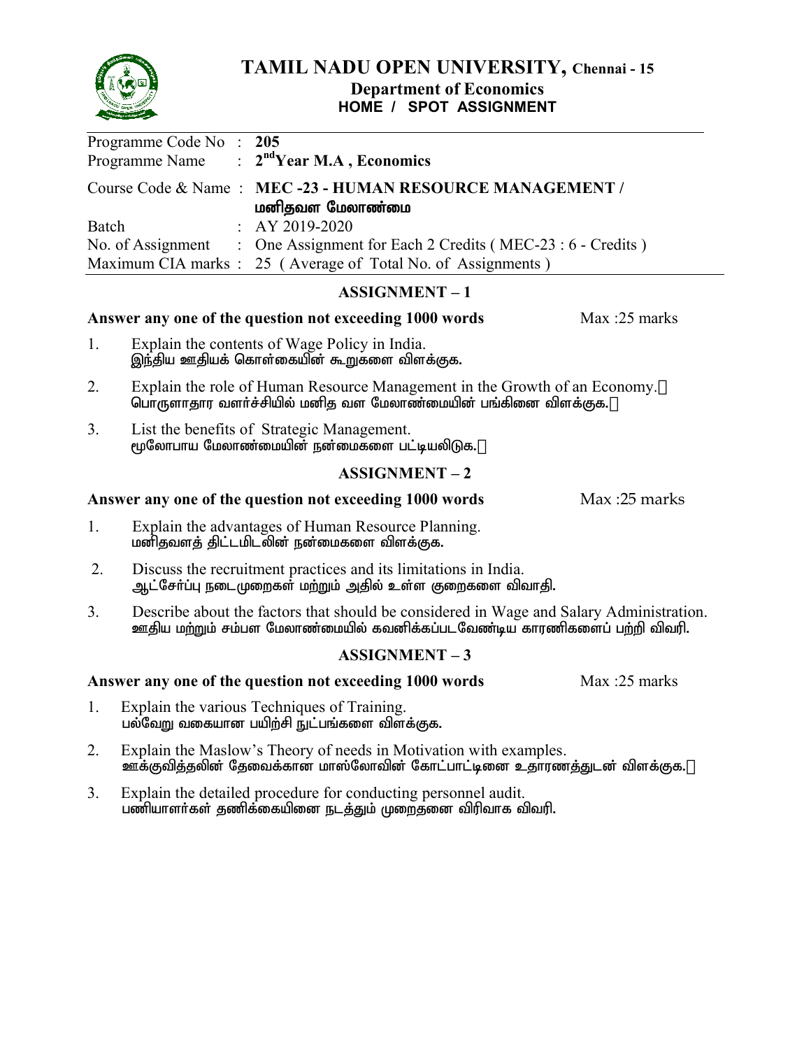# TAMIL NADU OPEN UNIVERSITY, Chennai - 15
## Department of Economics
### HOME / SPOT ASSIGNMENT

Programme Code No : **205**
Programme Name : **2nd Year M.A , Economics**
Course Code & Name : **MEC -23 - HUMAN RESOURCE MANAGEMENT / மனிதவள மேலாண்மை**
Batch : AY 2019-2020
No. of Assignment : One Assignment for Each 2 Credits ( MEC-23 : 6 - Credits )
Maximum CIA marks : 25 ( Average of Total No. of Assignments )

## ASSIGNMENT – 1

**Answer any one of the question not exceeding 1000 words** Max :25 marks

1. Explain the contents of Wage Policy in India.
   இந்திய ஊதியக் கொள்கையின் கூறுகளை விளக்குக.
2. Explain the role of Human Resource Management in the Growth of an Economy.
   பொருளாதார வளர்ச்சியில் மனித வள மேலாண்மையின் பங்கினை விளக்குக.
3. List the benefits of Strategic Management.
   மூலோபாய மேலாண்மையின் நன்மைகளை பட்டியலிடுக.

## ASSIGNMENT – 2

**Answer any one of the question not exceeding 1000 words** Max :25 marks

1. Explain the advantages of Human Resource Planning.
   மனிதவளத் திட்டமிடலின் நன்மைகளை விளக்குக.
2. Discuss the recruitment practices and its limitations in India.
   ஆட்சேர்ப்பு நடைமுறைகள் மற்றும் அதில் உள்ள குறைகளை விவாதி.
3. Describe about the factors that should be considered in Wage and Salary Administration.
   ஊதிய மற்றும் சம்பள மேலாண்மையில் கவனிக்கப்படவேண்டிய காரணிகளைப் பற்றி விவரி.

## ASSIGNMENT – 3

**Answer any one of the question not exceeding 1000 words** Max :25 marks

1. Explain the various Techniques of Training.
   பல்வேறு வகையான பயிற்சி நுட்பங்களை விளக்குக.
2. Explain the Maslow's Theory of needs in Motivation with examples.
   ஊக்குவித்தலின் தேவைக்கான மாஸ்லோவின் கோட்பாட்டினை உதாரணத்துடன் விளக்குக.
3. Explain the detailed procedure for conducting personnel audit.
   பணியாளர்கள் தணிக்கையினை நடத்தும் முறைதனை விரிவாக விவரி.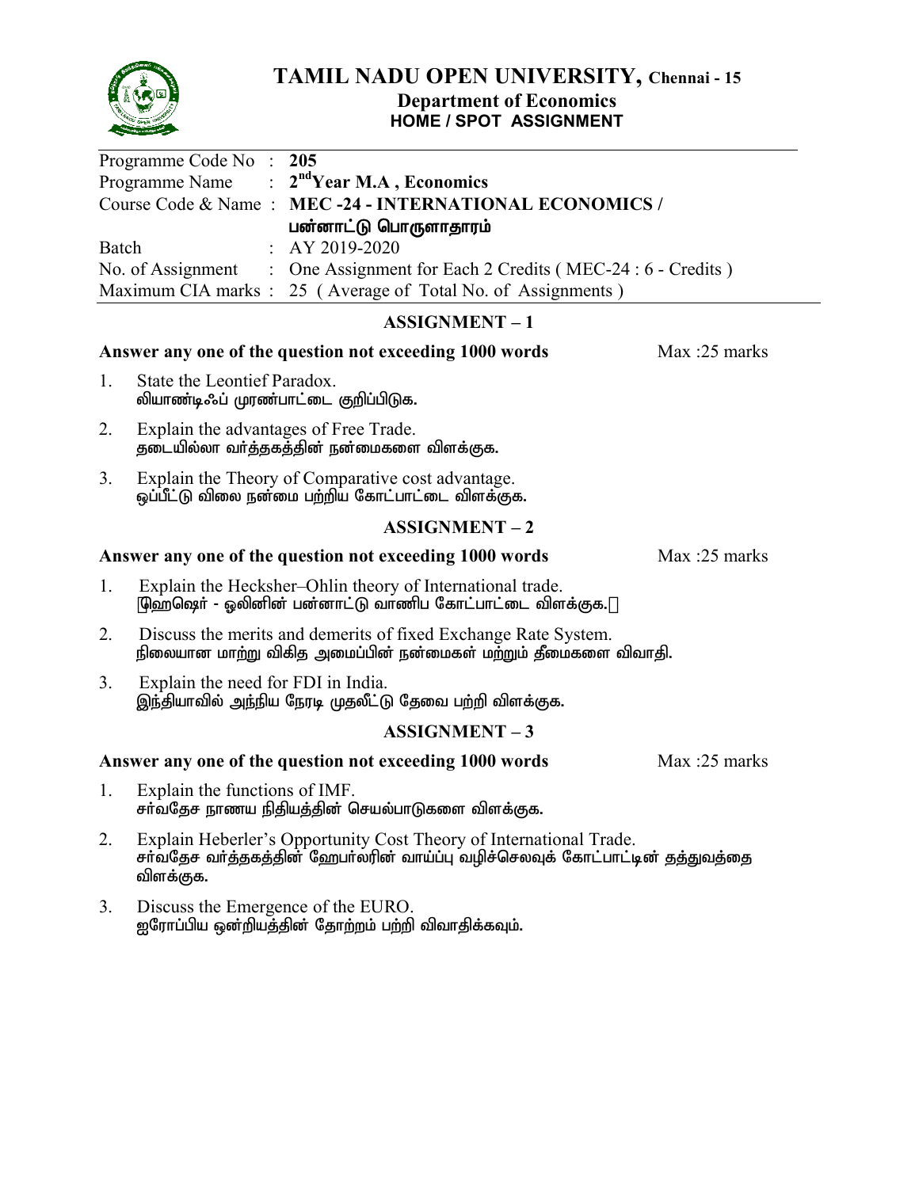# TAMIL NADU OPEN UNIVERSITY, Chennai - 15

## Department of Economics

### HOME / SPOT ASSIGNMENT

| | | |
|---|---|---|
| Programme Code No | : | **205** |
| Programme Name | : | **2nd Year M.A , Economics** |
| Course Code & Name | : | **MEC -24 - INTERNATIONAL ECONOMICS / பன்னாட்டு பொருளாதாரம்** |
| Batch | : | AY 2019-2020 |
| No. of Assignment | : | One Assignment for Each 2 Credits ( MEC-24 : 6 - Credits ) |
| Maximum CIA marks | : | 25 ( Average of Total No. of Assignments ) |

## ASSIGNMENT – 1

**Answer any one of the question not exceeding 1000 words** Max :25 marks

1. State the Leontief Paradox.
   லியாண்டிஃப் முரண்பாட்டை குறிப்பிடுக.
2. Explain the advantages of Free Trade.
   தடையில்லா வர்த்தகத்தின் நன்மைகளை விளக்குக.
3. Explain the Theory of Comparative cost advantage.
   ஒப்பீட்டு விலை நன்மை பற்றிய கோட்பாட்டை விளக்குக.

## ASSIGNMENT – 2

**Answer any one of the question not exceeding 1000 words** Max :25 marks

1. Explain the Hecksher–Ohlin theory of International trade.
   ஹெஷெர் - ஓலினின் பன்னாட்டு வாணிப கோட்பாட்டை விளக்குக.
2. Discuss the merits and demerits of fixed Exchange Rate System.
   நிலையான மாற்று விகித அமைப்பின் நன்மைகள் மற்றும் தீமைகளை விவாதி.
3. Explain the need for FDI in India.
   இந்தியாவில் அந்நிய நேரடி முதலீட்டு தேவை பற்றி விளக்குக.

## ASSIGNMENT – 3

**Answer any one of the question not exceeding 1000 words** Max :25 marks

1. Explain the functions of IMF.
   சர்வதேச நாணய நிதியத்தின் செயல்பாடுகளை விளக்குக.
2. Explain Heberler's Opportunity Cost Theory of International Trade.
   சர்வதேச வர்த்தகத்தின் ஹேபர்லரின் வாய்ப்பு வழிச்செலவுக் கோட்பாட்டின் தத்துவத்தை விளக்குக.
3. Discuss the Emergence of the EURO.
   ஐரோப்பிய ஒன்றியத்தின் தோற்றம் பற்றி விவாதிக்கவும்.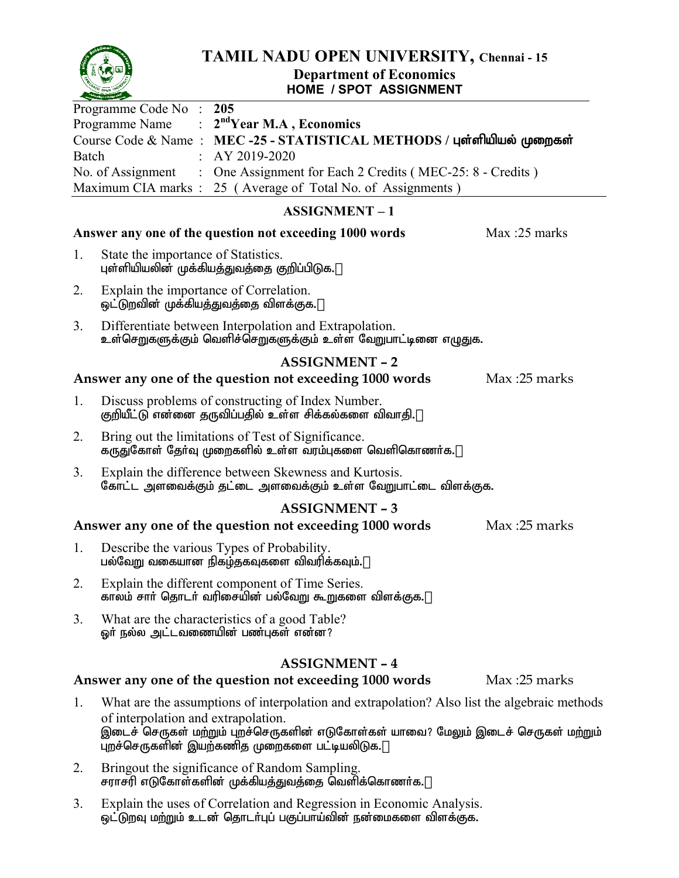# TAMIL NADU OPEN UNIVERSITY, Chennai - 15

## Department of Economics

### HOME / SPOT ASSIGNMENT

| | | |
|---|---|---|
| Programme Code No | : | **205** |
| Programme Name | : | **2nd Year M.A , Economics** |
| Course Code & Name | : | **MEC -25 - STATISTICAL METHODS / புள்ளியியல் முறைகள்** |
| Batch | : | AY 2019-2020 |
| No. of Assignment | : | One Assignment for Each 2 Credits ( MEC-25: 8 - Credits ) |
| Maximum CIA marks | : | 25 ( Average of Total No. of Assignments ) |

## ASSIGNMENT – 1

**Answer any one of the question not exceeding 1000 words** Max :25 marks

1. State the importance of Statistics.
   புள்ளியியலின் முக்கியத்துவத்தை குறிப்பிடுக.
2. Explain the importance of Correlation.
   ஒட்டுறவின் முக்கியத்துவத்தை விளக்குக.
3. Differentiate between Interpolation and Extrapolation.
   உள்செறுகளுக்கும் வெளிச்செறுகளுக்கும் உள்ள வேறுபாட்டினை எழுதுக.

## ASSIGNMENT – 2

**Answer any one of the question not exceeding 1000 words** Max :25 marks

1. Discuss problems of constructing of Index Number.
   குறியீட்டு என்னை தருவிப்பதில் உள்ள சிக்கல்களை விவாதி.
2. Bring out the limitations of Test of Significance.
   கருதுகோள் தேர்வு முறைகளில் உள்ள வரம்புகளை வெளிகொணர்க.
3. Explain the difference between Skewness and Kurtosis.
   கோட்ட அளவைக்கும் தட்டை அளவைக்கும் உள்ள வேறுபாட்டை விளக்குக.

## ASSIGNMENT – 3

**Answer any one of the question not exceeding 1000 words** Max :25 marks

1. Describe the various Types of Probability.
   பல்வேறு வகையான நிகழ்தகவுகளை விவரிக்கவும்.
2. Explain the different component of Time Series.
   காலம் சார் தொடர் வரிசையின் பல்வேறு கூறுகளை விளக்குக.
3. What are the characteristics of a good Table?
   ஓர் நல்ல அட்டவணையின் பண்புகள் என்ன?

## ASSIGNMENT – 4

**Answer any one of the question not exceeding 1000 words** Max :25 marks

1. What are the assumptions of interpolation and extrapolation? Also list the algebraic methods of interpolation and extrapolation.
   இடைச் செருகள் மற்றும் புறச்செருகளின் எடுகோள்கள் யாவை? மேலும் இடைச் செருகள் மற்றும் புறச்செருகளின் இயற்கணித முறைகளை பட்டியலிடுக.
2. Bringout the significance of Random Sampling.
   சராசரி எடுகோள்களின் முக்கியத்துவத்தை வெளிக்கொணர்க.
3. Explain the uses of Correlation and Regression in Economic Analysis.
   ஒட்டுறவு மற்றும் உடன் தொடர்புப் பகுப்பாய்வின் நன்மைகளை விளக்குக.